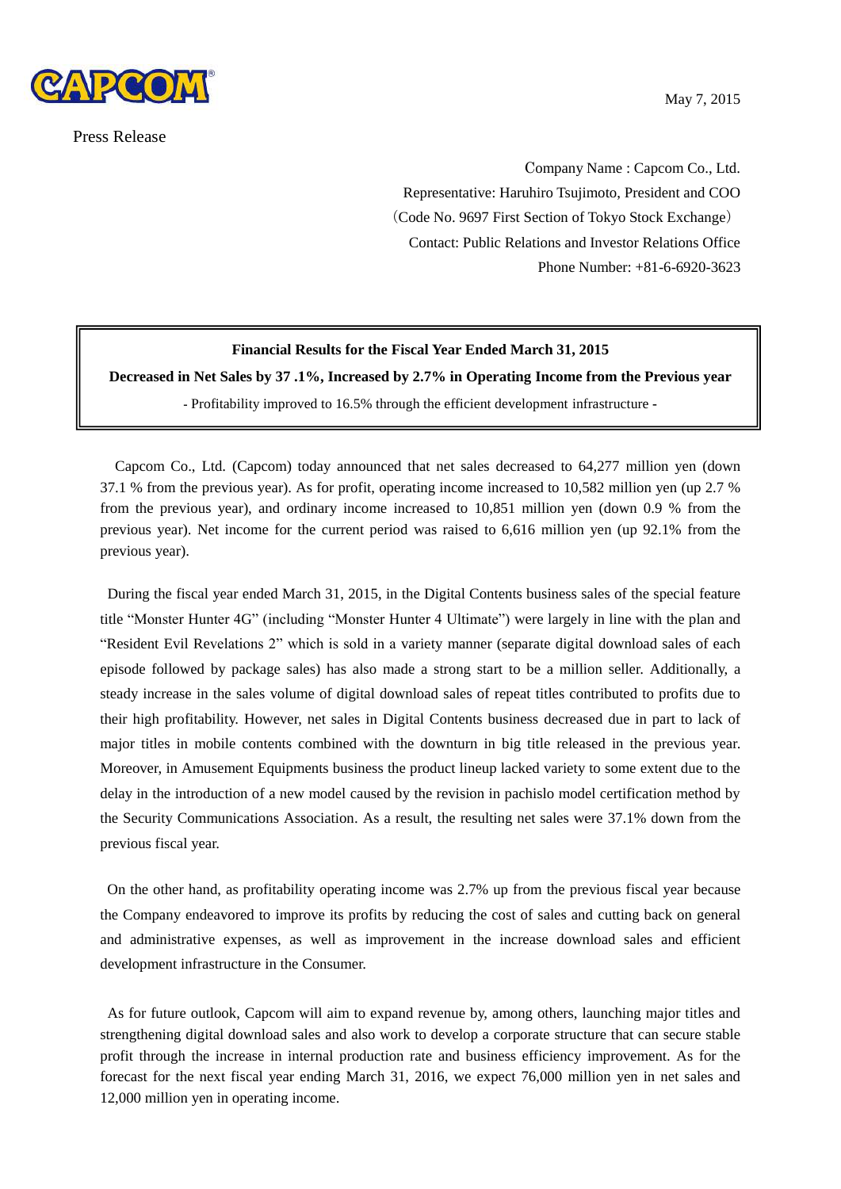CAPCOM

May 7, 2015

Press Release

Company Name : Capcom Co., Ltd.
Representative: Haruhiro Tsujimoto, President and COO
(Code No. 9697 First Section of Tokyo Stock Exchange)
Contact: Public Relations and Investor Relations Office
Phone Number: +81-6-6920-3623

**Financial Results for the Fiscal Year Ended March 31, 2015**

**Decreased in Net Sales by 37 .1%, Increased by 2.7% in Operating Income from the Previous year**

- Profitability improved to 16.5% through the efficient development infrastructure -

Capcom Co., Ltd. (Capcom) today announced that net sales decreased to 64,277 million yen (down 37.1 % from the previous year). As for profit, operating income increased to 10,582 million yen (up 2.7 % from the previous year), and ordinary income increased to 10,851 million yen (down 0.9 % from the previous year). Net income for the current period was raised to 6,616 million yen (up 92.1% from the previous year).

During the fiscal year ended March 31, 2015, in the Digital Contents business sales of the special feature title "Monster Hunter 4G" (including "Monster Hunter 4 Ultimate") were largely in line with the plan and "Resident Evil Revelations 2" which is sold in a variety manner (separate digital download sales of each episode followed by package sales) has also made a strong start to be a million seller. Additionally, a steady increase in the sales volume of digital download sales of repeat titles contributed to profits due to their high profitability. However, net sales in Digital Contents business decreased due in part to lack of major titles in mobile contents combined with the downturn in big title released in the previous year. Moreover, in Amusement Equipments business the product lineup lacked variety to some extent due to the delay in the introduction of a new model caused by the revision in pachislo model certification method by the Security Communications Association. As a result, the resulting net sales were 37.1% down from the previous fiscal year.

On the other hand, as profitability operating income was 2.7% up from the previous fiscal year because the Company endeavored to improve its profits by reducing the cost of sales and cutting back on general and administrative expenses, as well as improvement in the increase download sales and efficient development infrastructure in the Consumer.

As for future outlook, Capcom will aim to expand revenue by, among others, launching major titles and strengthening digital download sales and also work to develop a corporate structure that can secure stable profit through the increase in internal production rate and business efficiency improvement. As for the forecast for the next fiscal year ending March 31, 2016, we expect 76,000 million yen in net sales and 12,000 million yen in operating income.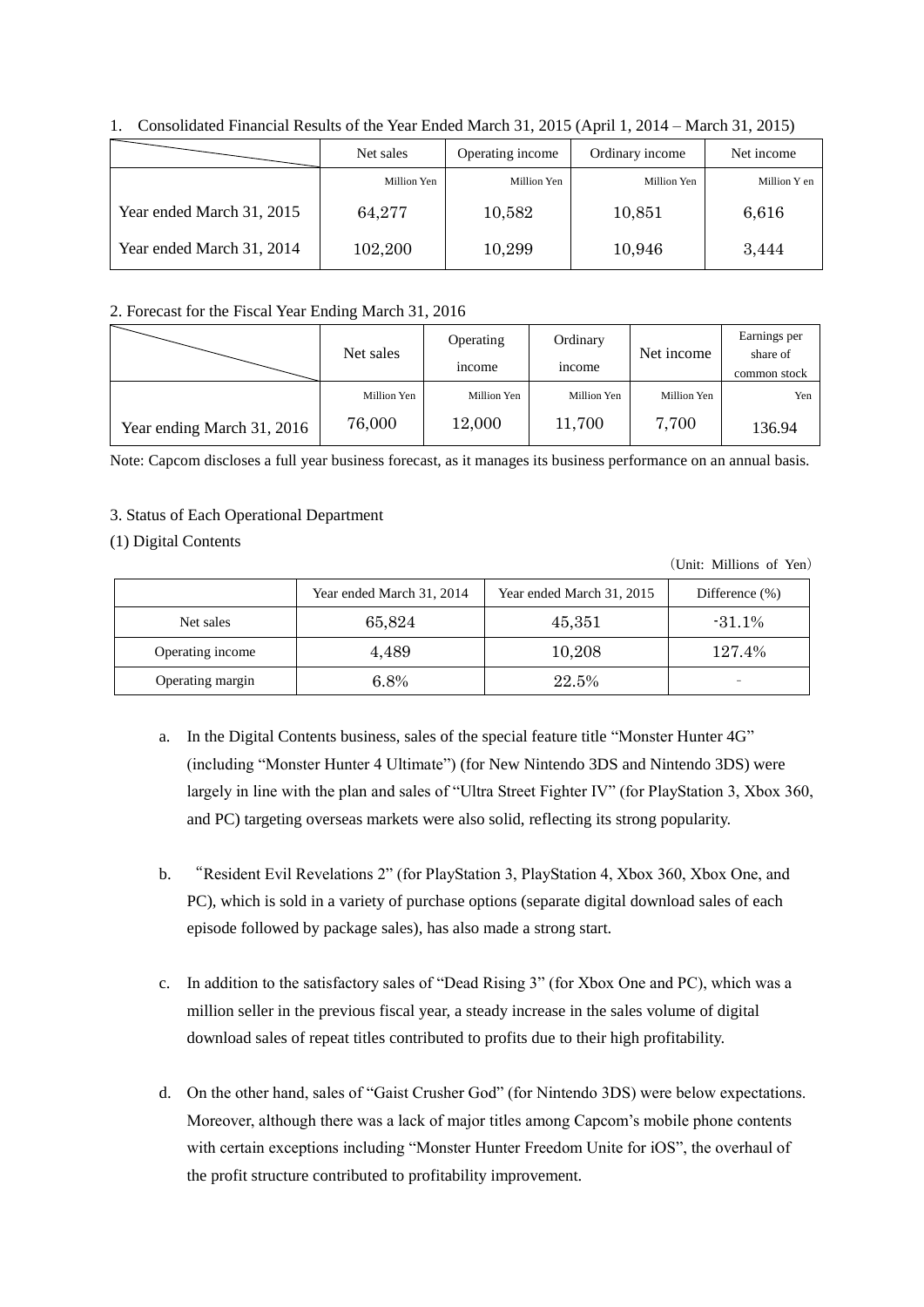1. Consolidated Financial Results of the Year Ended March 31, 2015 (April 1, 2014 – March 31, 2015)

| | Net sales | Operating income | Ordinary income | Net income |
|---|---|---|---|---|
| | Million Yen | Million Yen | Million Yen | Million Y en |
| Year ended March 31, 2015 | 64,277 | 10,582 | 10,851 | 6,616 |
| Year ended March 31, 2014 | 102,200 | 10,299 | 10,946 | 3,444 |

2. Forecast for the Fiscal Year Ending March 31, 2016

| | Net sales | Operating income | Ordinary income | Net income | Earnings per share of common stock |
|---|---|---|---|---|---|
| | Million Yen | Million Yen | Million Yen | Million Yen | Yen |
| Year ending March 31, 2016 | 76,000 | 12,000 | 11,700 | 7,700 | 136.94 |

Note: Capcom discloses a full year business forecast, as it manages its business performance on an annual basis.

3. Status of Each Operational Department

(1) Digital Contents

（Unit: Millions of Yen）

| | Year ended March 31, 2014 | Year ended March 31, 2015 | Difference (%) |
|---|---|---|---|
| Net sales | 65,824 | 45,351 | -31.1% |
| Operating income | 4,489 | 10,208 | 127.4% |
| Operating margin | 6.8% | 22.5% | - |

a. In the Digital Contents business, sales of the special feature title "Monster Hunter 4G" (including "Monster Hunter 4 Ultimate") (for New Nintendo 3DS and Nintendo 3DS) were largely in line with the plan and sales of "Ultra Street Fighter IV" (for PlayStation 3, Xbox 360, and PC) targeting overseas markets were also solid, reflecting its strong popularity.

b. "Resident Evil Revelations 2" (for PlayStation 3, PlayStation 4, Xbox 360, Xbox One, and PC), which is sold in a variety of purchase options (separate digital download sales of each episode followed by package sales), has also made a strong start.

c. In addition to the satisfactory sales of "Dead Rising 3" (for Xbox One and PC), which was a million seller in the previous fiscal year, a steady increase in the sales volume of digital download sales of repeat titles contributed to profits due to their high profitability.

d. On the other hand, sales of "Gaist Crusher God" (for Nintendo 3DS) were below expectations. Moreover, although there was a lack of major titles among Capcom's mobile phone contents with certain exceptions including "Monster Hunter Freedom Unite for iOS", the overhaul of the profit structure contributed to profitability improvement.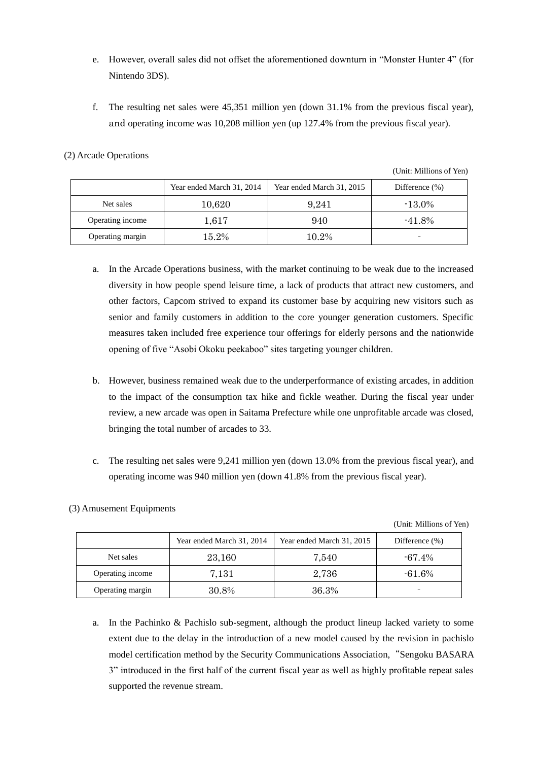e. However, overall sales did not offset the aforementioned downturn in "Monster Hunter 4" (for Nintendo 3DS).

f. The resulting net sales were 45,351 million yen (down 31.1% from the previous fiscal year), and operating income was 10,208 million yen (up 127.4% from the previous fiscal year).

(2) Arcade Operations

(Unit: Millions of Yen)

| | Year ended March 31, 2014 | Year ended March 31, 2015 | Difference (%) |
|---|---|---|---|
| Net sales | 10,620 | 9,241 | -13.0% |
| Operating income | 1,617 | 940 | -41.8% |
| Operating margin | 15.2% | 10.2% | - |

a. In the Arcade Operations business, with the market continuing to be weak due to the increased diversity in how people spend leisure time, a lack of products that attract new customers, and other factors, Capcom strived to expand its customer base by acquiring new visitors such as senior and family customers in addition to the core younger generation customers. Specific measures taken included free experience tour offerings for elderly persons and the nationwide opening of five "Asobi Okoku peekaboo" sites targeting younger children.

b. However, business remained weak due to the underperformance of existing arcades, in addition to the impact of the consumption tax hike and fickle weather. During the fiscal year under review, a new arcade was open in Saitama Prefecture while one unprofitable arcade was closed, bringing the total number of arcades to 33.

c. The resulting net sales were 9,241 million yen (down 13.0% from the previous fiscal year), and operating income was 940 million yen (down 41.8% from the previous fiscal year).

(3) Amusement Equipments

(Unit: Millions of Yen)

| | Year ended March 31, 2014 | Year ended March 31, 2015 | Difference (%) |
|---|---|---|---|
| Net sales | 23,160 | 7,540 | -67.4% |
| Operating income | 7,131 | 2,736 | -61.6% |
| Operating margin | 30.8% | 36.3% | - |

a. In the Pachinko & Pachislo sub-segment, although the product lineup lacked variety to some extent due to the delay in the introduction of a new model caused by the revision in pachislo model certification method by the Security Communications Association, "Sengoku BASARA 3" introduced in the first half of the current fiscal year as well as highly profitable repeat sales supported the revenue stream.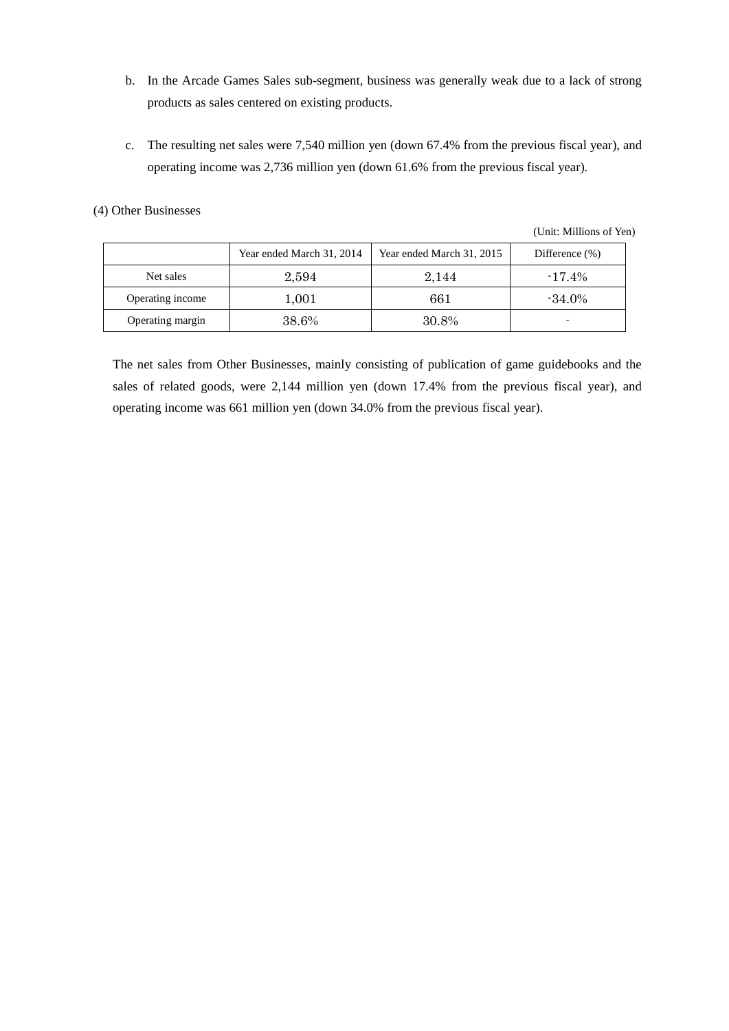b. In the Arcade Games Sales sub-segment, business was generally weak due to a lack of strong products as sales centered on existing products.

c. The resulting net sales were 7,540 million yen (down 67.4% from the previous fiscal year), and operating income was 2,736 million yen (down 61.6% from the previous fiscal year).

(4) Other Businesses

(Unit: Millions of Yen)

| | Year ended March 31, 2014 | Year ended March 31, 2015 | Difference (%) |
|---|---|---|---|
| Net sales | 2,594 | 2,144 | -17.4% |
| Operating income | 1,001 | 661 | -34.0% |
| Operating margin | 38.6% | 30.8% | - |

The net sales from Other Businesses, mainly consisting of publication of game guidebooks and the sales of related goods, were 2,144 million yen (down 17.4% from the previous fiscal year), and operating income was 661 million yen (down 34.0% from the previous fiscal year).